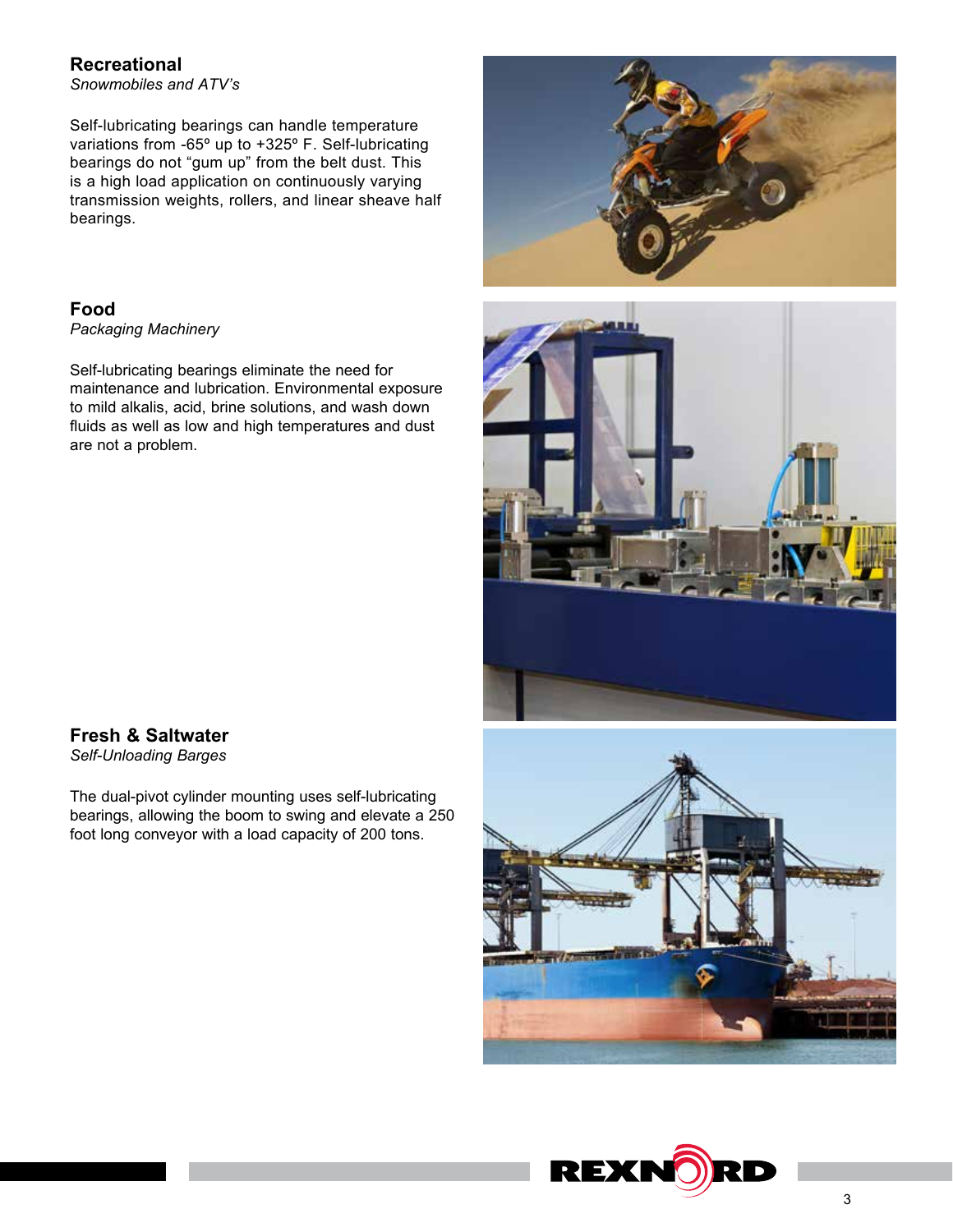## Recreational

*Snowmobiles and ATV's*

Self-lubricating bearings can handle temperature variations from -65º up to +325º F. Self-lubricating bearings do not "gum up" from the belt dust. This is a high load application on continuously varying transmission weights, rollers, and linear sheave half bearings.

## Food

*Packaging Machinery*

Self-lubricating bearings eliminate the need for maintenance and lubrication. Environmental exposure to mild alkalis, acid, brine solutions, and wash down fluids as well as low and high temperatures and dust are not a problem.

## Fresh & Saltwater

*Self-Unloading Barges*

The dual-pivot cylinder mounting uses self-lubricating bearings, allowing the boom to swing and elevate a 250 foot long conveyor with a load capacity of 200 tons.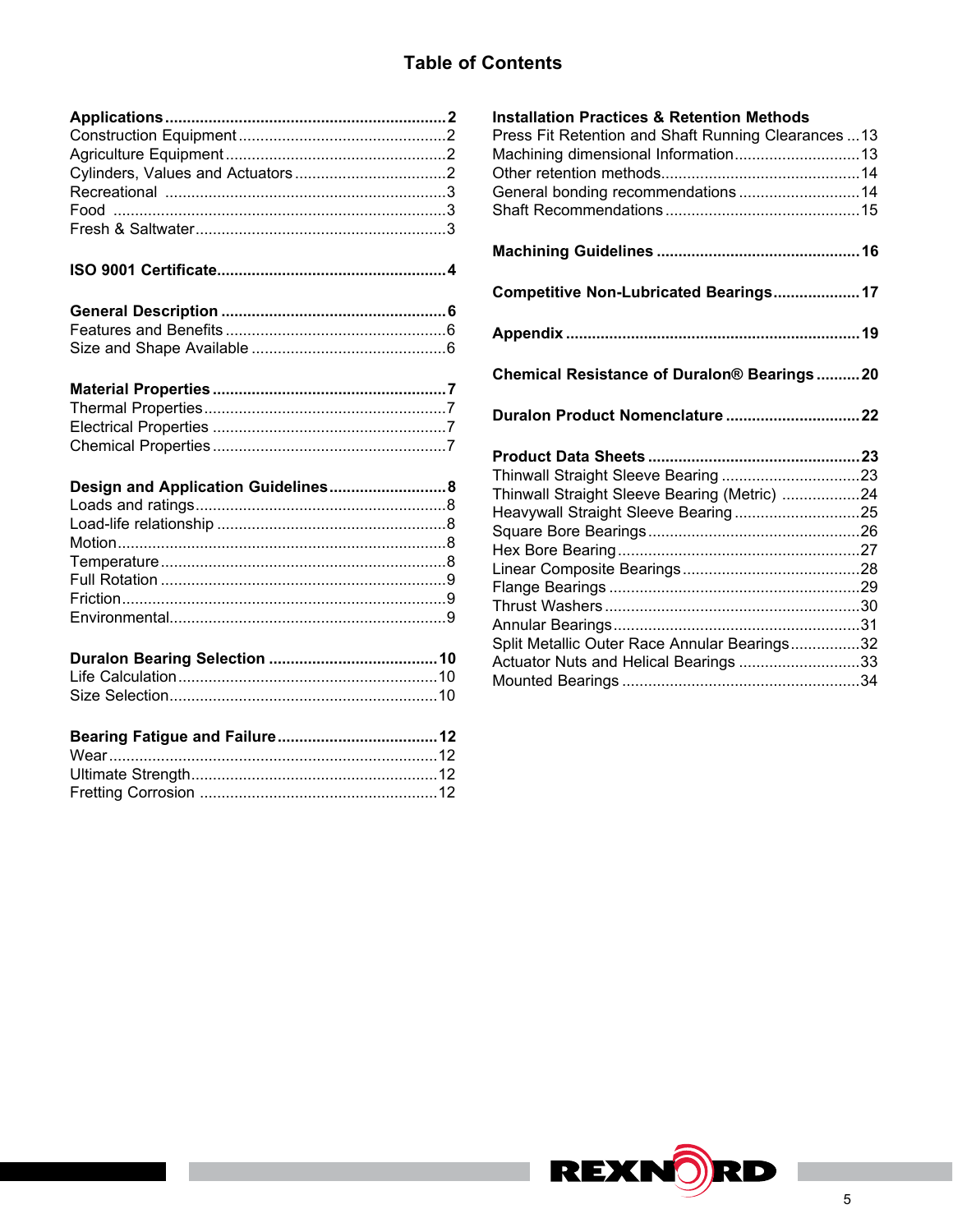# Table of Contents

**Applications** ........ **2**
Construction Equipment ........ 2
Agriculture Equipment ........ 2
Cylinders, Values and Actuators ........ 2
Recreational ........ 3
Food ........ 3
Fresh & Saltwater ........ 3

**ISO 9001 Certificate** ........ **4**

**General Description** ........ **6**
Features and Benefits ........ 6
Size and Shape Available ........ 6

**Material Properties** ........ **7**
Thermal Properties ........ 7
Electrical Properties ........ 7
Chemical Properties ........ 7

**Design and Application Guidelines** ........ **8**
Loads and ratings ........ 8
Load-life relationship ........ 8
Motion ........ 8
Temperature ........ 8
Full Rotation ........ 9
Friction ........ 9
Environmental ........ 9

**Duralon Bearing Selection** ........ **10**
Life Calculation ........ 10
Size Selection ........ 10

**Bearing Fatigue and Failure** ........ **12**
Wear ........ 12
Ultimate Strength ........ 12
Fretting Corrosion ........ 12

**Installation Practices & Retention Methods**
Press Fit Retention and Shaft Running Clearances ... 13
Machining dimensional Information ........ 13
Other retention methods ........ 14
General bonding recommendations ........ 14
Shaft Recommendations ........ 15

**Machining Guidelines** ........ **16**

**Competitive Non-Lubricated Bearings** ........ **17**

**Appendix** ........ **19**

**Chemical Resistance of Duralon® Bearings** ........ **20**

**Duralon Product Nomenclature** ........ **22**

**Product Data Sheets** ........ **23**
Thinwall Straight Sleeve Bearing ........ 23
Thinwall Straight Sleeve Bearing (Metric) ........ 24
Heavywall Straight Sleeve Bearing ........ 25
Square Bore Bearings ........ 26
Hex Bore Bearing ........ 27
Linear Composite Bearings ........ 28
Flange Bearings ........ 29
Thrust Washers ........ 30
Annular Bearings ........ 31
Split Metallic Outer Race Annular Bearings ........ 32
Actuator Nuts and Helical Bearings ........ 33
Mounted Bearings ........ 34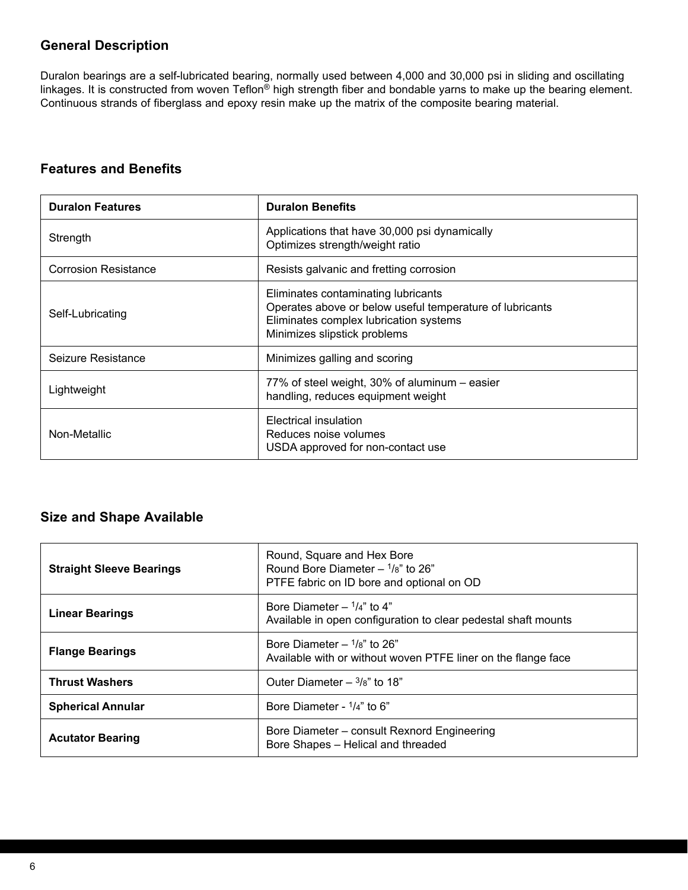## General Description

Duralon bearings are a self-lubricated bearing, normally used between 4,000 and 30,000 psi in sliding and oscillating linkages. It is constructed from woven Teflon® high strength fiber and bondable yarns to make up the bearing element. Continuous strands of fiberglass and epoxy resin make up the matrix of the composite bearing material.

## Features and Benefits

| Duralon Features | Duralon Benefits |
|---|---|
| Strength | Applications that have 30,000 psi dynamically<br>Optimizes strength/weight ratio |
| Corrosion Resistance | Resists galvanic and fretting corrosion |
| Self-Lubricating | Eliminates contaminating lubricants<br>Operates above or below useful temperature of lubricants<br>Eliminates complex lubrication systems<br>Minimizes slipstick problems |
| Seizure Resistance | Minimizes galling and scoring |
| Lightweight | 77% of steel weight, 30% of aluminum – easier handling, reduces equipment weight |
| Non-Metallic | Electrical insulation<br>Reduces noise volumes<br>USDA approved for non-contact use |

## Size and Shape Available

| | |
|---|---|
| **Straight Sleeve Bearings** | Round, Square and Hex Bore<br>Round Bore Diameter – 1/8" to 26"<br>PTFE fabric on ID bore and optional on OD |
| **Linear Bearings** | Bore Diameter – 1/4" to 4"<br>Available in open configuration to clear pedestal shaft mounts |
| **Flange Bearings** | Bore Diameter – 1/8" to 26"<br>Available with or without woven PTFE liner on the flange face |
| **Thrust Washers** | Outer Diameter – 3/8" to 18" |
| **Spherical Annular** | Bore Diameter - 1/4" to 6" |
| **Acutator Bearing** | Bore Diameter – consult Rexnord Engineering<br>Bore Shapes – Helical and threaded |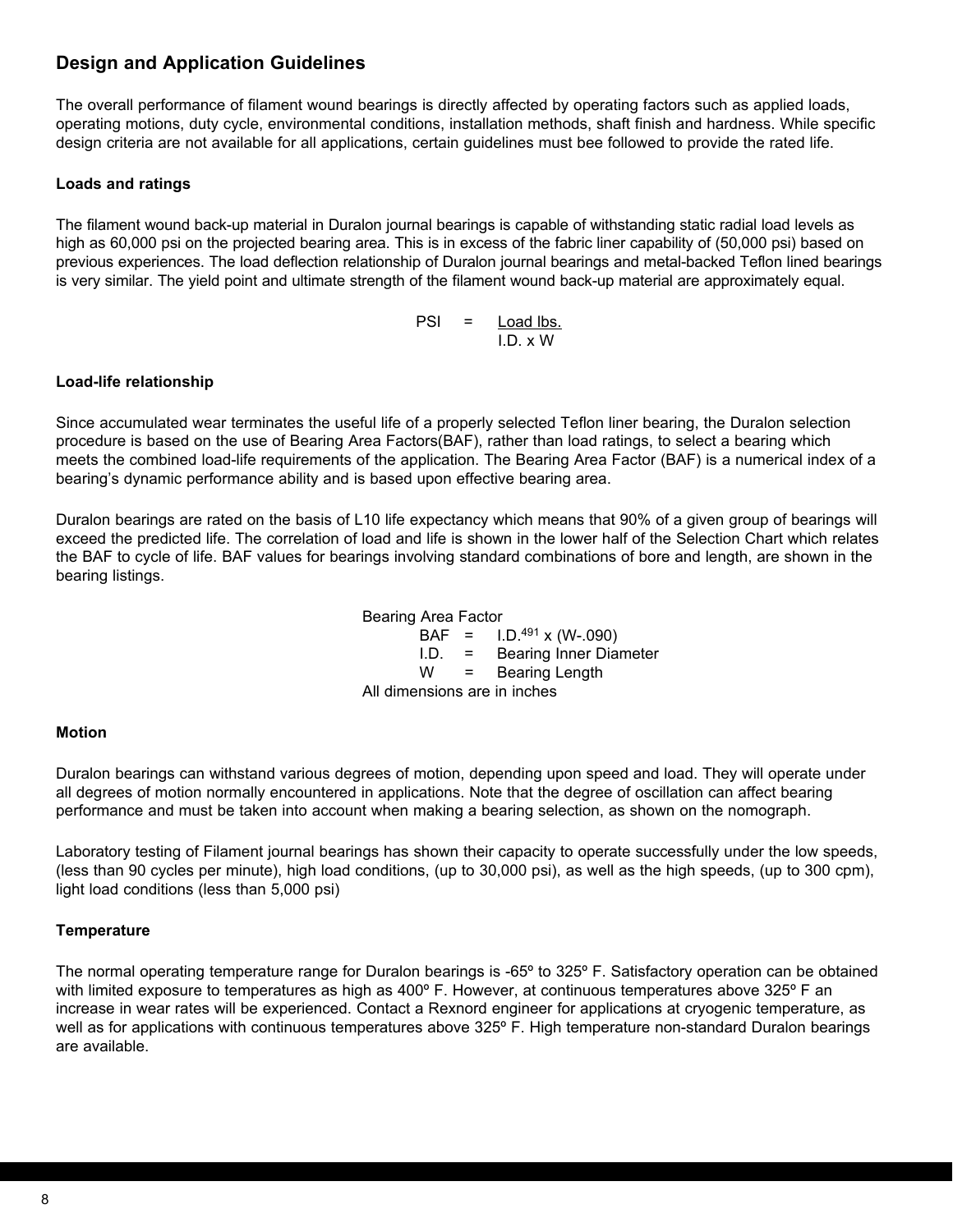## Design and Application Guidelines

The overall performance of filament wound bearings is directly affected by operating factors such as applied loads, operating motions, duty cycle, environmental conditions, installation methods, shaft finish and hardness. While specific design criteria are not available for all applications, certain guidelines must bee followed to provide the rated life.

### Loads and ratings

The filament wound back-up material in Duralon journal bearings is capable of withstanding static radial load levels as high as 60,000 psi on the projected bearing area. This is in excess of the fabric liner capability of (50,000 psi) based on previous experiences. The load deflection relationship of Duralon journal bearings and metal-backed Teflon lined bearings is very similar. The yield point and ultimate strength of the filament wound back-up material are approximately equal.

$$\text{PSI} = \frac{\text{Load lbs.}}{\text{I.D.} \times \text{W}}$$

### Load-life relationship

Since accumulated wear terminates the useful life of a properly selected Teflon liner bearing, the Duralon selection procedure is based on the use of Bearing Area Factors(BAF), rather than load ratings, to select a bearing which meets the combined load-life requirements of the application. The Bearing Area Factor (BAF) is a numerical index of a bearing's dynamic performance ability and is based upon effective bearing area.

Duralon bearings are rated on the basis of L10 life expectancy which means that 90% of a given group of bearings will exceed the predicted life. The correlation of load and life is shown in the lower half of the Selection Chart which relates the BAF to cycle of life. BAF values for bearings involving standard combinations of bore and length, are shown in the bearing listings.

Bearing Area Factor

$$\text{BAF} = \text{I.D.}^{.491} \times (\text{W} - .090)$$

I.D. = Bearing Inner Diameter

W = Bearing Length

All dimensions are in inches

### Motion

Duralon bearings can withstand various degrees of motion, depending upon speed and load. They will operate under all degrees of motion normally encountered in applications. Note that the degree of oscillation can affect bearing performance and must be taken into account when making a bearing selection, as shown on the nomograph.

Laboratory testing of Filament journal bearings has shown their capacity to operate successfully under the low speeds, (less than 90 cycles per minute), high load conditions, (up to 30,000 psi), as well as the high speeds, (up to 300 cpm), light load conditions (less than 5,000 psi)

### Temperature

The normal operating temperature range for Duralon bearings is -65º to 325º F. Satisfactory operation can be obtained with limited exposure to temperatures as high as 400º F. However, at continuous temperatures above 325º F an increase in wear rates will be experienced. Contact a Rexnord engineer for applications at cryogenic temperature, as well as for applications with continuous temperatures above 325º F. High temperature non-standard Duralon bearings are available.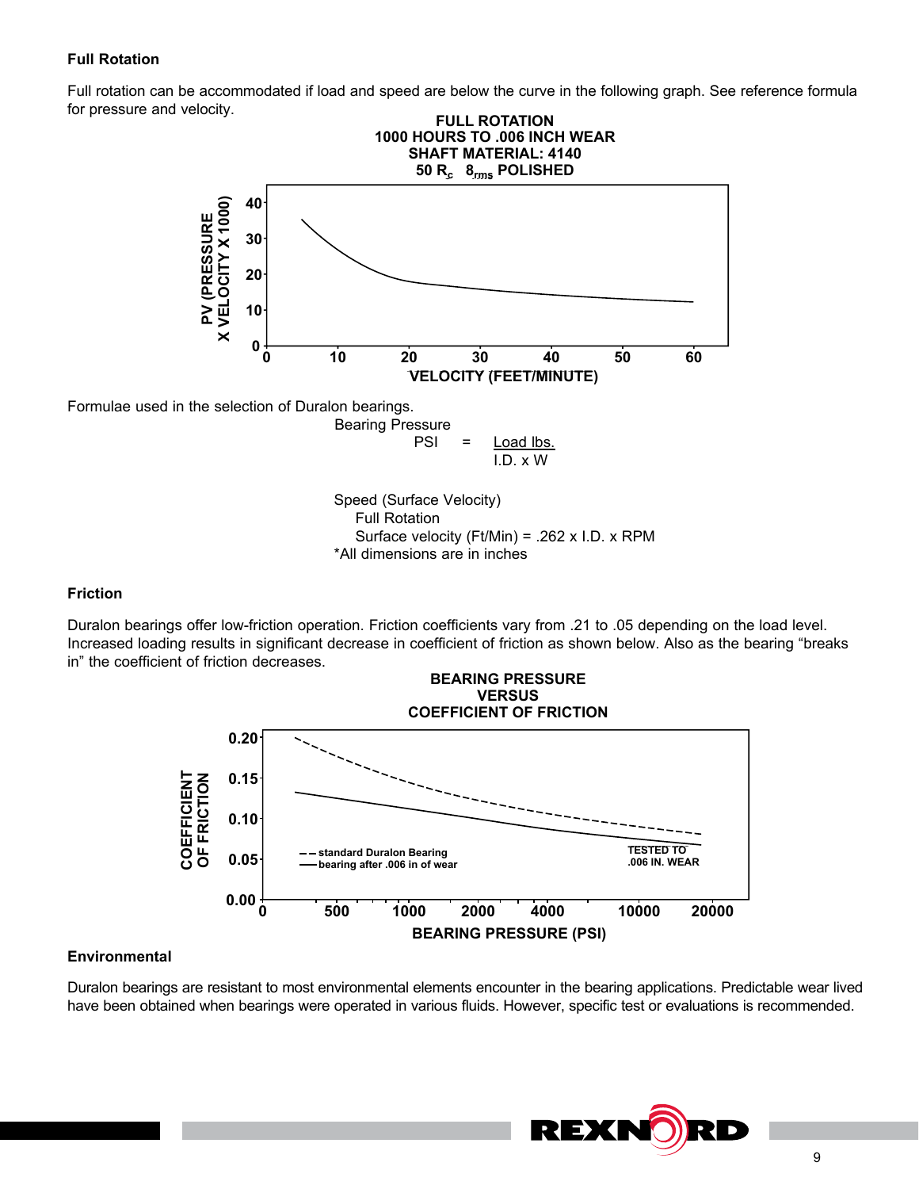### Full Rotation

Full rotation can be accommodated if load and speed are below the curve in the following graph. See reference formula for pressure and velocity.

**FULL ROTATION**
**1000 HOURS TO .006 INCH WEAR**
**SHAFT MATERIAL: 4140**
**50 $R_c$ $8_{rms}$ POLISHED**

Formulae used in the selection of Duralon bearings.

Bearing Pressure

$$PSI = \frac{\text{Load lbs.}}{\text{I.D.} \times W}$$

Speed (Surface Velocity)

Full Rotation

Surface velocity (Ft/Min) = .262 x I.D. x RPM

*All dimensions are in inches

### Friction

Duralon bearings offer low-friction operation. Friction coefficients vary from .21 to .05 depending on the load level. Increased loading results in significant decrease in coefficient of friction as shown below. Also as the bearing “breaks in” the coefficient of friction decreases.

**BEARING PRESSURE**
**VERSUS**
**COEFFICIENT OF FRICTION**

### Environmental

Duralon bearings are resistant to most environmental elements encounter in the bearing applications. Predictable wear lived have been obtained when bearings were operated in various fluids. However, specific test or evaluations is recommended.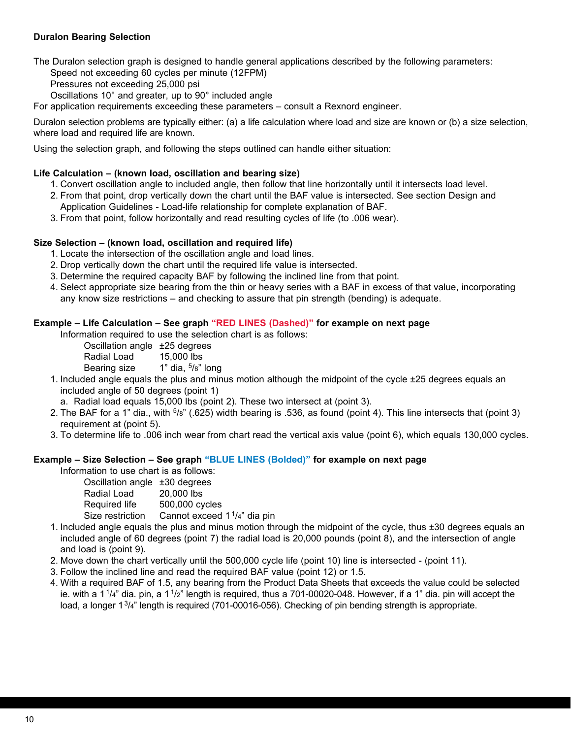### Duralon Bearing Selection

The Duralon selection graph is designed to handle general applications described by the following parameters:

- Speed not exceeding 60 cycles per minute (12FPM)
- Pressures not exceeding 25,000 psi
- Oscillations 10° and greater, up to 90° included angle

For application requirements exceeding these parameters – consult a Rexnord engineer.

Duralon selection problems are typically either: (a) a life calculation where load and size are known or (b) a size selection, where load and required life are known.

Using the selection graph, and following the steps outlined can handle either situation:

**Life Calculation – (known load, oscillation and bearing size)**

1. Convert oscillation angle to included angle, then follow that line horizontally until it intersects load level.
2. From that point, drop vertically down the chart until the BAF value is intersected. See section Design and Application Guidelines - Load-life relationship for complete explanation of BAF.
3. From that point, follow horizontally and read resulting cycles of life (to .006 wear).

**Size Selection – (known load, oscillation and required life)**

1. Locate the intersection of the oscillation angle and load lines.
2. Drop vertically down the chart until the required life value is intersected.
3. Determine the required capacity BAF by following the inclined line from that point.
4. Select appropriate size bearing from the thin or heavy series with a BAF in excess of that value, incorporating any know size restrictions – and checking to assure that pin strength (bending) is adequate.

**Example – Life Calculation – See graph "RED LINES (Dashed)" for example on next page**

Information required to use the selection chart is as follows:

| | |
|---|---|
| Oscillation angle | ±25 degrees |
| Radial Load | 15,000 lbs |
| Bearing size | 1" dia, 5/8" long |

1. Included angle equals the plus and minus motion although the midpoint of the cycle ±25 degrees equals an included angle of 50 degrees (point 1)
   a. Radial load equals 15,000 lbs (point 2). These two intersect at (point 3).
2. The BAF for a 1" dia., with 5/8" (.625) width bearing is .536, as found (point 4). This line intersects that (point 3) requirement at (point 5).
3. To determine life to .006 inch wear from chart read the vertical axis value (point 6), which equals 130,000 cycles.

**Example – Size Selection – See graph "BLUE LINES (Bolded)" for example on next page**

Information to use chart is as follows:

| | |
|---|---|
| Oscillation angle | ±30 degrees |
| Radial Load | 20,000 lbs |
| Required life | 500,000 cycles |
| Size restriction | Cannot exceed 1 1/4" dia pin |

1. Included angle equals the plus and minus motion through the midpoint of the cycle, thus ±30 degrees equals an included angle of 60 degrees (point 7) the radial load is 20,000 pounds (point 8), and the intersection of angle and load is (point 9).
2. Move down the chart vertically until the 500,000 cycle life (point 10) line is intersected - (point 11).
3. Follow the inclined line and read the required BAF value (point 12) or 1.5.
4. With a required BAF of 1.5, any bearing from the Product Data Sheets that exceeds the value could be selected ie. with a 1 1/4" dia. pin, a 1 1/2" length is required, thus a 701-00020-048. However, if a 1" dia. pin will accept the load, a longer 1 3/4" length is required (701-00016-056). Checking of pin bending strength is appropriate.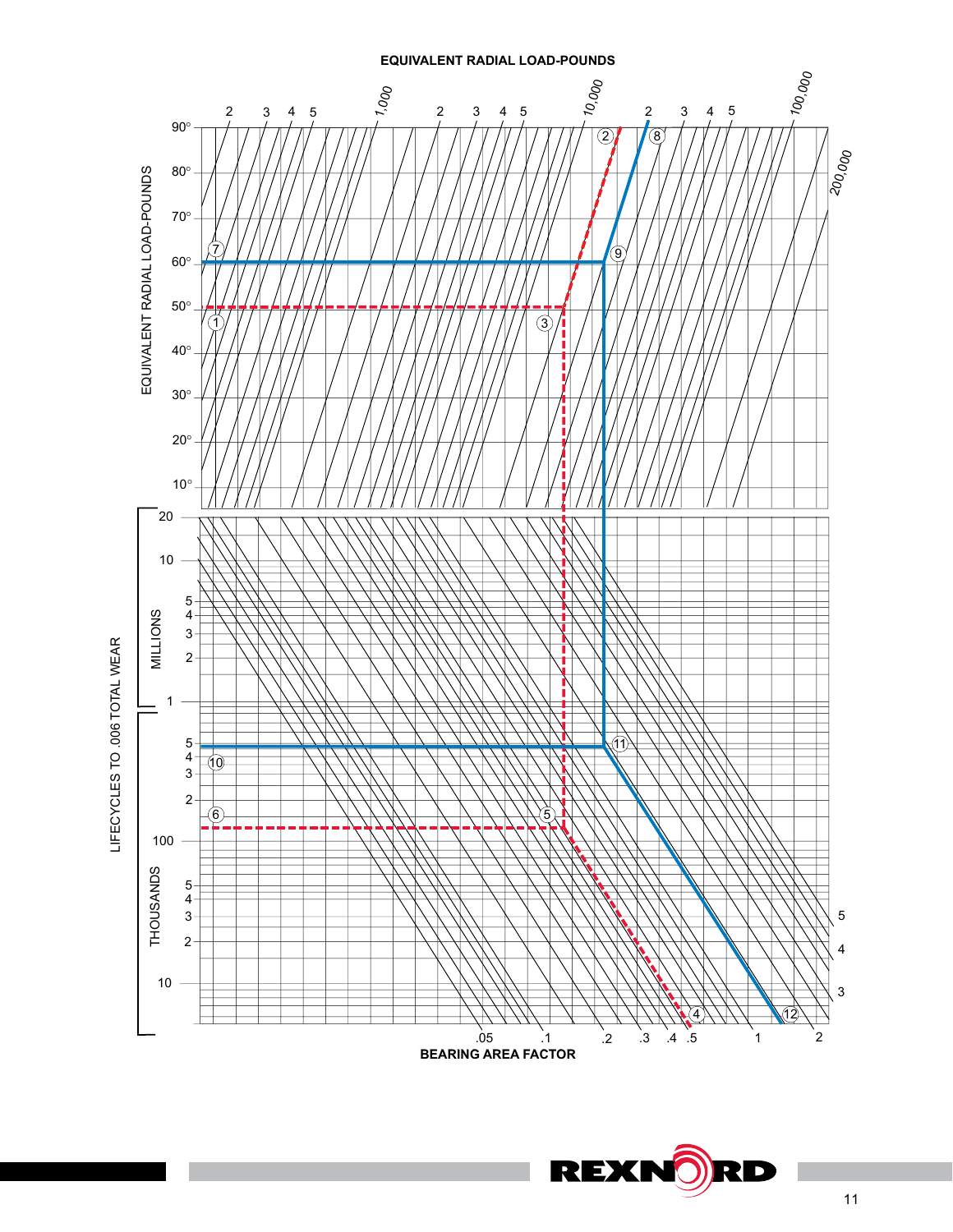**EQUIVALENT RADIAL LOAD-POUNDS**

2 3 4 5 1,000 2 3 4 5 10,000 2 3 4 5 100,000 200,000

EQUIVALENT RADIAL LOAD-POUNDS

90° 80° 70° 60° 50° 40° 30° 20° 10°

LIFECYCLES TO .006 TOTAL WEAR

MILLIONS: 20 10 5 4 3 2 1

THOUSANDS: 5 4 3 2 100 5 4 3 2 10

① ② ③ ④ ⑤ ⑥ ⑦ ⑧ ⑨ ⑩ ⑪ ⑫

5 4 3

.05 .1 .2 .3 .4 .5 1 2

**BEARING AREA FACTOR**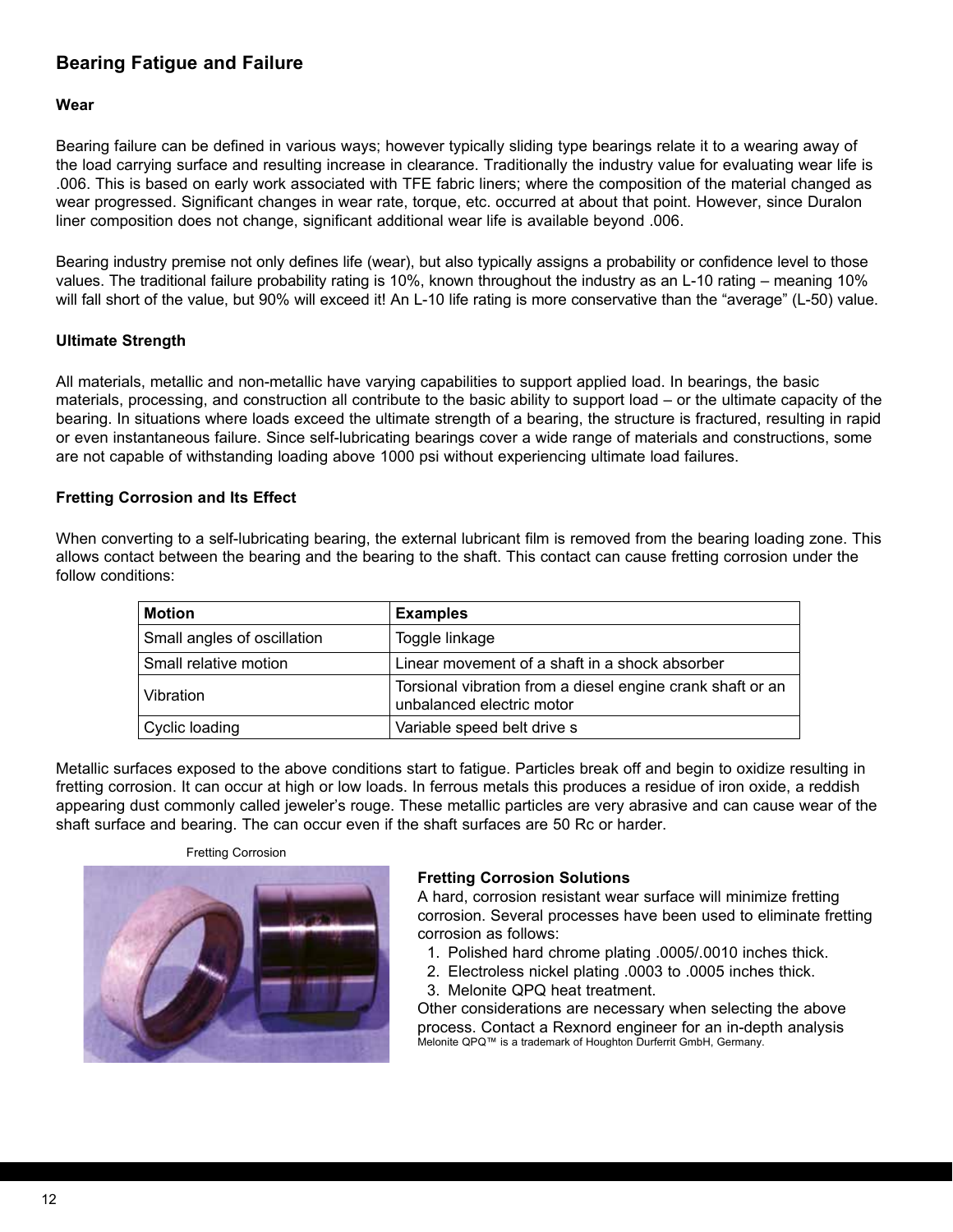## Bearing Fatigue and Failure

### Wear

Bearing failure can be defined in various ways; however typically sliding type bearings relate it to a wearing away of the load carrying surface and resulting increase in clearance. Traditionally the industry value for evaluating wear life is .006. This is based on early work associated with TFE fabric liners; where the composition of the material changed as wear progressed. Significant changes in wear rate, torque, etc. occurred at about that point. However, since Duralon liner composition does not change, significant additional wear life is available beyond .006.

Bearing industry premise not only defines life (wear), but also typically assigns a probability or confidence level to those values. The traditional failure probability rating is 10%, known throughout the industry as an L-10 rating – meaning 10% will fall short of the value, but 90% will exceed it! An L-10 life rating is more conservative than the "average" (L-50) value.

### Ultimate Strength

All materials, metallic and non-metallic have varying capabilities to support applied load. In bearings, the basic materials, processing, and construction all contribute to the basic ability to support load – or the ultimate capacity of the bearing. In situations where loads exceed the ultimate strength of a bearing, the structure is fractured, resulting in rapid or even instantaneous failure. Since self-lubricating bearings cover a wide range of materials and constructions, some are not capable of withstanding loading above 1000 psi without experiencing ultimate load failures.

### Fretting Corrosion and Its Effect

When converting to a self-lubricating bearing, the external lubricant film is removed from the bearing loading zone. This allows contact between the bearing and the bearing to the shaft. This contact can cause fretting corrosion under the follow conditions:

| Motion | Examples |
|---|---|
| Small angles of oscillation | Toggle linkage |
| Small relative motion | Linear movement of a shaft in a shock absorber |
| Vibration | Torsional vibration from a diesel engine crank shaft or an unbalanced electric motor |
| Cyclic loading | Variable speed belt drive s |

Metallic surfaces exposed to the above conditions start to fatigue. Particles break off and begin to oxidize resulting in fretting corrosion. It can occur at high or low loads. In ferrous metals this produces a residue of iron oxide, a reddish appearing dust commonly called jeweler's rouge. These metallic particles are very abrasive and can cause wear of the shaft surface and bearing. The can occur even if the shaft surfaces are 50 Rc or harder.

Fretting Corrosion

### Fretting Corrosion Solutions

A hard, corrosion resistant wear surface will minimize fretting corrosion. Several processes have been used to eliminate fretting corrosion as follows:

1. Polished hard chrome plating .0005/.0010 inches thick.
2. Electroless nickel plating .0003 to .0005 inches thick.
3. Melonite QPQ heat treatment.

Other considerations are necessary when selecting the above process. Contact a Rexnord engineer for an in-depth analysis

Melonite QPQ™ is a trademark of Houghton Durferrit GmbH, Germany.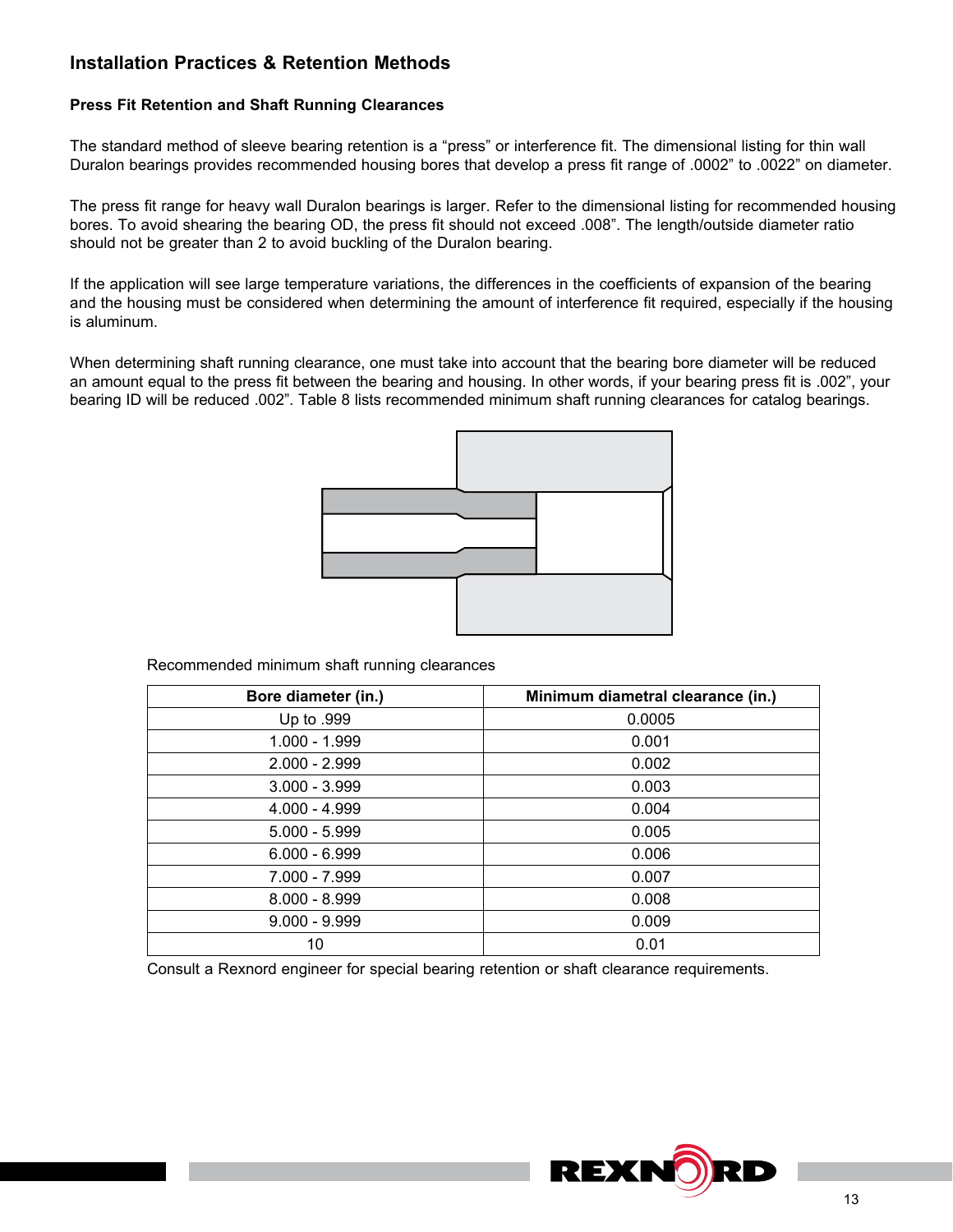## Installation Practices & Retention Methods

### Press Fit Retention and Shaft Running Clearances

The standard method of sleeve bearing retention is a “press” or interference fit. The dimensional listing for thin wall Duralon bearings provides recommended housing bores that develop a press fit range of .0002” to .0022” on diameter.

The press fit range for heavy wall Duralon bearings is larger. Refer to the dimensional listing for recommended housing bores. To avoid shearing the bearing OD, the press fit should not exceed .008”. The length/outside diameter ratio should not be greater than 2 to avoid buckling of the Duralon bearing.

If the application will see large temperature variations, the differences in the coefficients of expansion of the bearing and the housing must be considered when determining the amount of interference fit required, especially if the housing is aluminum.

When determining shaft running clearance, one must take into account that the bearing bore diameter will be reduced an amount equal to the press fit between the bearing and housing. In other words, if your bearing press fit is .002”, your bearing ID will be reduced .002”. Table 8 lists recommended minimum shaft running clearances for catalog bearings.

Recommended minimum shaft running clearances

| Bore diameter (in.) | Minimum diametral clearance (in.) |
|---|---|
| Up to .999 | 0.0005 |
| 1.000 - 1.999 | 0.001 |
| 2.000 - 2.999 | 0.002 |
| 3.000 - 3.999 | 0.003 |
| 4.000 - 4.999 | 0.004 |
| 5.000 - 5.999 | 0.005 |
| 6.000 - 6.999 | 0.006 |
| 7.000 - 7.999 | 0.007 |
| 8.000 - 8.999 | 0.008 |
| 9.000 - 9.999 | 0.009 |
| 10 | 0.01 |

Consult a Rexnord engineer for special bearing retention or shaft clearance requirements.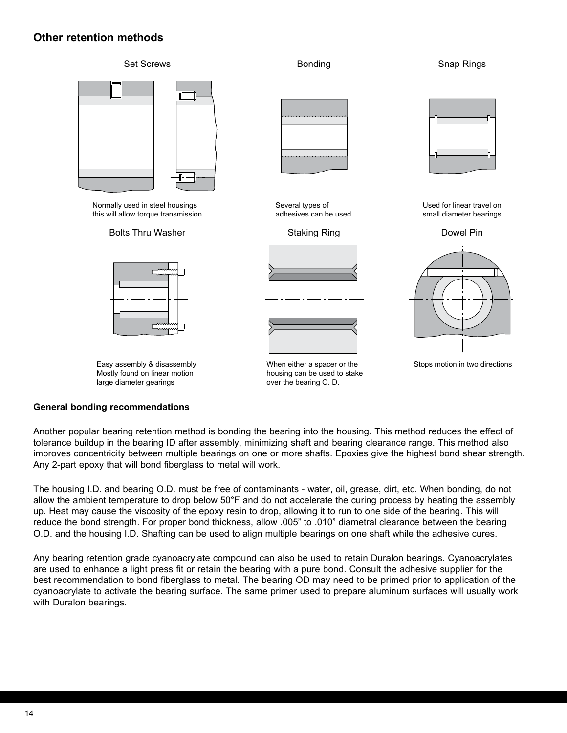## Other retention methods

Set Screws

Normally used in steel housings this will allow torque transmission

Bonding

Several types of adhesives can be used

Snap Rings

Used for linear travel on small diameter bearings

Bolts Thru Washer

Easy assembly & disassembly Mostly found on linear motion large diameter gearings

Staking Ring

When either a spacer or the housing can be used to stake over the bearing O. D.

Dowel Pin

Stops motion in two directions

#### General bonding recommendations

Another popular bearing retention method is bonding the bearing into the housing. This method reduces the effect of tolerance buildup in the bearing ID after assembly, minimizing shaft and bearing clearance range. This method also improves concentricity between multiple bearings on one or more shafts. Epoxies give the highest bond shear strength. Any 2-part epoxy that will bond fiberglass to metal will work.

The housing I.D. and bearing O.D. must be free of contaminants - water, oil, grease, dirt, etc. When bonding, do not allow the ambient temperature to drop below 50°F and do not accelerate the curing process by heating the assembly up. Heat may cause the viscosity of the epoxy resin to drop, allowing it to run to one side of the bearing. This will reduce the bond strength. For proper bond thickness, allow .005" to .010" diametral clearance between the bearing O.D. and the housing I.D. Shafting can be used to align multiple bearings on one shaft while the adhesive cures.

Any bearing retention grade cyanoacrylate compound can also be used to retain Duralon bearings. Cyanoacrylates are used to enhance a light press fit or retain the bearing with a pure bond. Consult the adhesive supplier for the best recommendation to bond fiberglass to metal. The bearing OD may need to be primed prior to application of the cyanoacrylate to activate the bearing surface. The same primer used to prepare aluminum surfaces will usually work with Duralon bearings.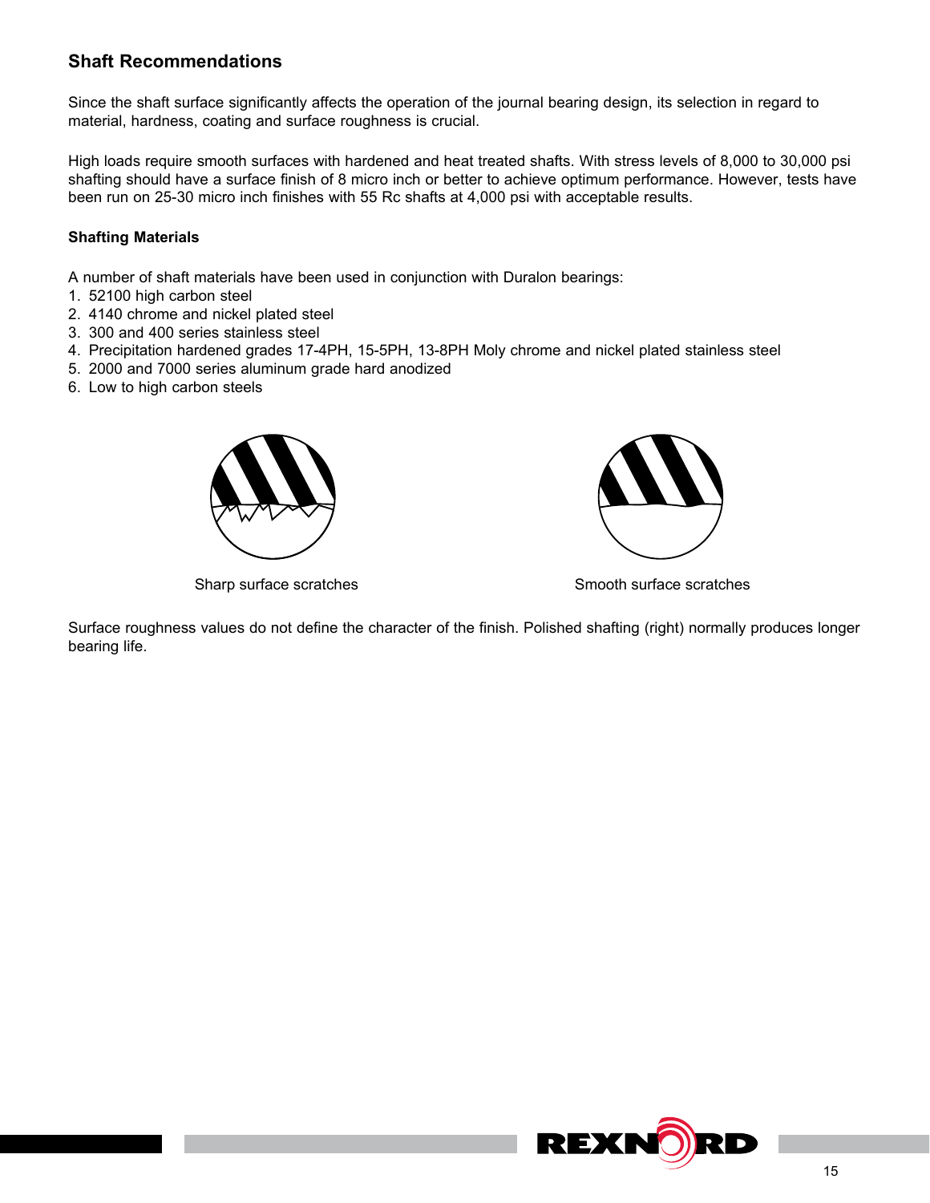## Shaft Recommendations

Since the shaft surface significantly affects the operation of the journal bearing design, its selection in regard to material, hardness, coating and surface roughness is crucial.

High loads require smooth surfaces with hardened and heat treated shafts. With stress levels of 8,000 to 30,000 psi shafting should have a surface finish of 8 micro inch or better to achieve optimum performance. However, tests have been run on 25-30 micro inch finishes with 55 Rc shafts at 4,000 psi with acceptable results.

### Shafting Materials

A number of shaft materials have been used in conjunction with Duralon bearings:

1. 52100 high carbon steel
2. 4140 chrome and nickel plated steel
3. 300 and 400 series stainless steel
4. Precipitation hardened grades 17-4PH, 15-5PH, 13-8PH Moly chrome and nickel plated stainless steel
5. 2000 and 7000 series aluminum grade hard anodized
6. Low to high carbon steels

Sharp surface scratches

Smooth surface scratches

Surface roughness values do not define the character of the finish. Polished shafting (right) normally produces longer bearing life.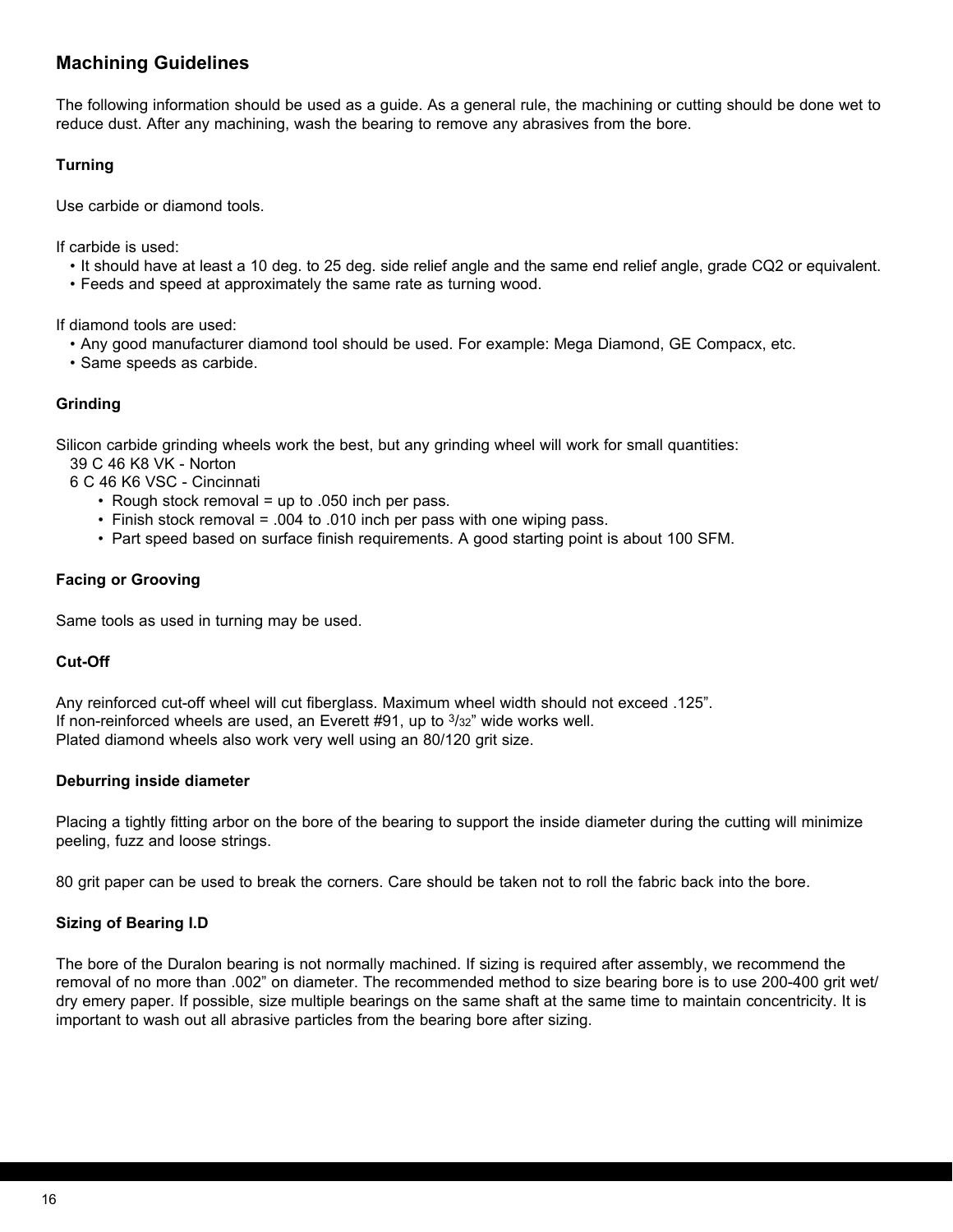## Machining Guidelines

The following information should be used as a guide. As a general rule, the machining or cutting should be done wet to reduce dust. After any machining, wash the bearing to remove any abrasives from the bore.

### Turning

Use carbide or diamond tools.

If carbide is used:

- It should have at least a 10 deg. to 25 deg. side relief angle and the same end relief angle, grade CQ2 or equivalent.
- Feeds and speed at approximately the same rate as turning wood.

If diamond tools are used:

- Any good manufacturer diamond tool should be used. For example: Mega Diamond, GE Compacx, etc.
- Same speeds as carbide.

### Grinding

Silicon carbide grinding wheels work the best, but any grinding wheel will work for small quantities:

39 C 46 K8 VK - Norton
6 C 46 K6 VSC - Cincinnati

- Rough stock removal = up to .050 inch per pass.
- Finish stock removal = .004 to .010 inch per pass with one wiping pass.
- Part speed based on surface finish requirements. A good starting point is about 100 SFM.

### Facing or Grooving

Same tools as used in turning may be used.

### Cut-Off

Any reinforced cut-off wheel will cut fiberglass. Maximum wheel width should not exceed .125”.
If non-reinforced wheels are used, an Everett #91, up to 3/32” wide works well.
Plated diamond wheels also work very well using an 80/120 grit size.

### Deburring inside diameter

Placing a tightly fitting arbor on the bore of the bearing to support the inside diameter during the cutting will minimize peeling, fuzz and loose strings.

80 grit paper can be used to break the corners. Care should be taken not to roll the fabric back into the bore.

### Sizing of Bearing I.D

The bore of the Duralon bearing is not normally machined. If sizing is required after assembly, we recommend the removal of no more than .002” on diameter. The recommended method to size bearing bore is to use 200-400 grit wet/dry emery paper. If possible, size multiple bearings on the same shaft at the same time to maintain concentricity. It is important to wash out all abrasive particles from the bearing bore after sizing.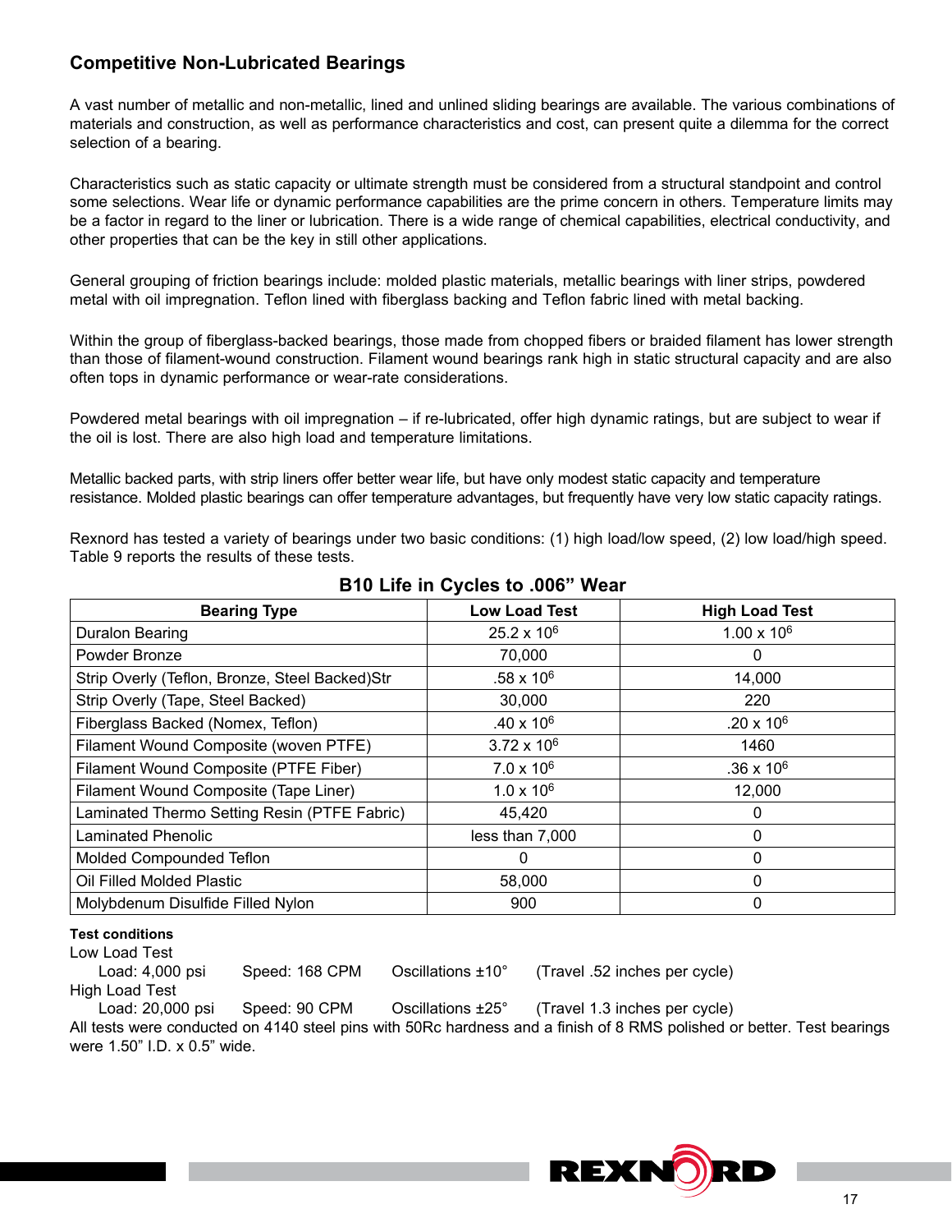## Competitive Non-Lubricated Bearings

A vast number of metallic and non-metallic, lined and unlined sliding bearings are available. The various combinations of materials and construction, as well as performance characteristics and cost, can present quite a dilemma for the correct selection of a bearing.

Characteristics such as static capacity or ultimate strength must be considered from a structural standpoint and control some selections. Wear life or dynamic performance capabilities are the prime concern in others. Temperature limits may be a factor in regard to the liner or lubrication. There is a wide range of chemical capabilities, electrical conductivity, and other properties that can be the key in still other applications.

General grouping of friction bearings include: molded plastic materials, metallic bearings with liner strips, powdered metal with oil impregnation. Teflon lined with fiberglass backing and Teflon fabric lined with metal backing.

Within the group of fiberglass-backed bearings, those made from chopped fibers or braided filament has lower strength than those of filament-wound construction. Filament wound bearings rank high in static structural capacity and are also often tops in dynamic performance or wear-rate considerations.

Powdered metal bearings with oil impregnation – if re-lubricated, offer high dynamic ratings, but are subject to wear if the oil is lost. There are also high load and temperature limitations.

Metallic backed parts, with strip liners offer better wear life, but have only modest static capacity and temperature resistance. Molded plastic bearings can offer temperature advantages, but frequently have very low static capacity ratings.

Rexnord has tested a variety of bearings under two basic conditions: (1) high load/low speed, (2) low load/high speed. Table 9 reports the results of these tests.

**B10 Life in Cycles to .006" Wear**

| Bearing Type | Low Load Test | High Load Test |
|---|---|---|
| Duralon Bearing | $25.2 \times 10^6$ | $1.00 \times 10^6$ |
| Powder Bronze | 70,000 | 0 |
| Strip Overly (Teflon, Bronze, Steel Backed)Str | $.58 \times 10^6$ | 14,000 |
| Strip Overly (Tape, Steel Backed) | 30,000 | 220 |
| Fiberglass Backed (Nomex, Teflon) | $.40 \times 10^6$ | $.20 \times 10^6$ |
| Filament Wound Composite (woven PTFE) | $3.72 \times 10^6$ | 1460 |
| Filament Wound Composite (PTFE Fiber) | $7.0 \times 10^6$ | $.36 \times 10^6$ |
| Filament Wound Composite (Tape Liner) | $1.0 \times 10^6$ | 12,000 |
| Laminated Thermo Setting Resin (PTFE Fabric) | 45,420 | 0 |
| Laminated Phenolic | less than 7,000 | 0 |
| Molded Compounded Teflon | 0 | 0 |
| Oil Filled Molded Plastic | 58,000 | 0 |
| Molybdenum Disulfide Filled Nylon | 900 | 0 |

**Test conditions**

Low Load Test
Load: 4,000 psi    Speed: 168 CPM    Oscillations ±10°    (Travel .52 inches per cycle)

High Load Test
Load: 20,000 psi    Speed: 90 CPM    Oscillations ±25°    (Travel 1.3 inches per cycle)

All tests were conducted on 4140 steel pins with 50Rc hardness and a finish of 8 RMS polished or better. Test bearings were 1.50" I.D. x 0.5" wide.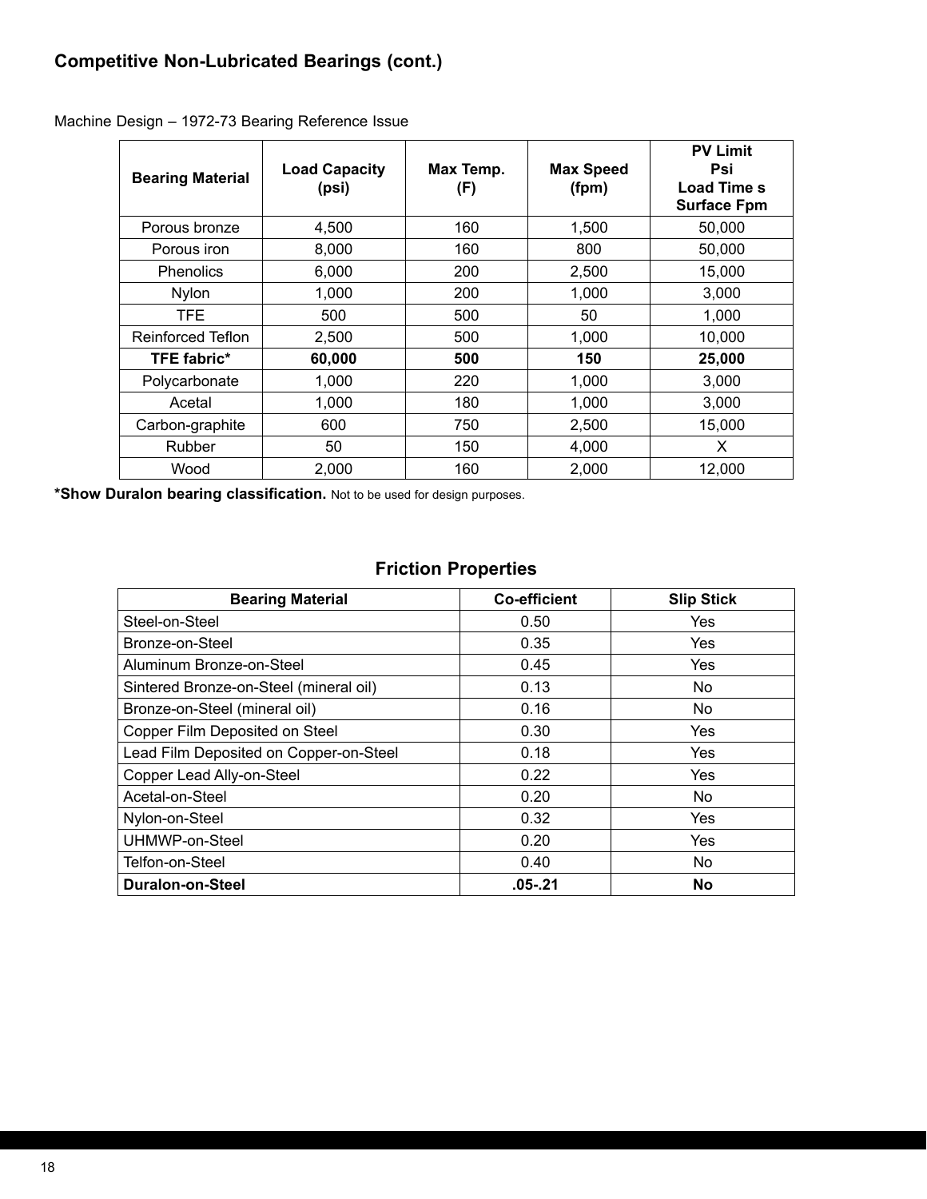## Competitive Non-Lubricated Bearings (cont.)

Machine Design – 1972-73 Bearing Reference Issue

| Bearing Material | Load Capacity (psi) | Max Temp. (F) | Max Speed (fpm) | PV Limit Psi Load Time s Surface Fpm |
|---|---|---|---|---|
| Porous bronze | 4,500 | 160 | 1,500 | 50,000 |
| Porous iron | 8,000 | 160 | 800 | 50,000 |
| Phenolics | 6,000 | 200 | 2,500 | 15,000 |
| Nylon | 1,000 | 200 | 1,000 | 3,000 |
| TFE | 500 | 500 | 50 | 1,000 |
| Reinforced Teflon | 2,500 | 500 | 1,000 | 10,000 |
| **TFE fabric*** | **60,000** | **500** | **150** | **25,000** |
| Polycarbonate | 1,000 | 220 | 1,000 | 3,000 |
| Acetal | 1,000 | 180 | 1,000 | 3,000 |
| Carbon-graphite | 600 | 750 | 2,500 | 15,000 |
| Rubber | 50 | 150 | 4,000 | X |
| Wood | 2,000 | 160 | 2,000 | 12,000 |

**\*Show Duralon bearing classification.** Not to be used for design purposes.

### Friction Properties

| Bearing Material | Co-efficient | Slip Stick |
|---|---|---|
| Steel-on-Steel | 0.50 | Yes |
| Bronze-on-Steel | 0.35 | Yes |
| Aluminum Bronze-on-Steel | 0.45 | Yes |
| Sintered Bronze-on-Steel (mineral oil) | 0.13 | No |
| Bronze-on-Steel (mineral oil) | 0.16 | No |
| Copper Film Deposited on Steel | 0.30 | Yes |
| Lead Film Deposited on Copper-on-Steel | 0.18 | Yes |
| Copper Lead Ally-on-Steel | 0.22 | Yes |
| Acetal-on-Steel | 0.20 | No |
| Nylon-on-Steel | 0.32 | Yes |
| UHMWP-on-Steel | 0.20 | Yes |
| Telfon-on-Steel | 0.40 | No |
| **Duralon-on-Steel** | **.05-.21** | **No** |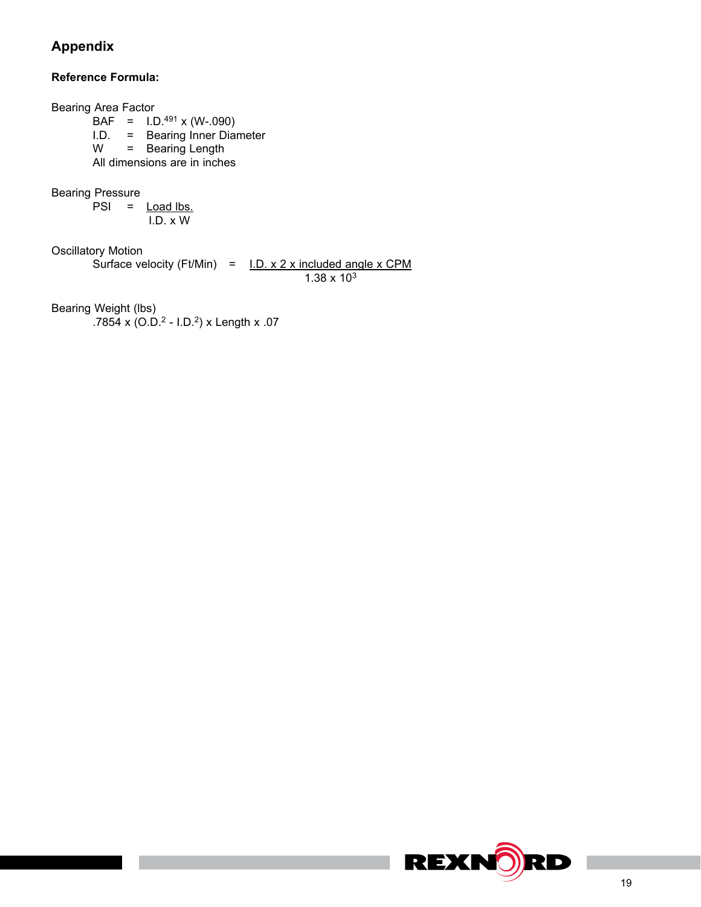## Appendix

**Reference Formula:**

Bearing Area Factor

$BAF = I.D.^{.491} \times (W - .090)$

I.D. = Bearing Inner Diameter

W = Bearing Length

All dimensions are in inches

Bearing Pressure

$$PSI = \frac{\text{Load lbs.}}{I.D. \times W}$$

Oscillatory Motion

$$\text{Surface velocity (Ft/Min)} = \frac{I.D. \times 2 \times \text{included angle} \times CPM}{1.38 \times 10^3}$$

Bearing Weight (lbs)

$$.7854 \times (O.D.^2 - I.D.^2) \times \text{Length} \times .07$$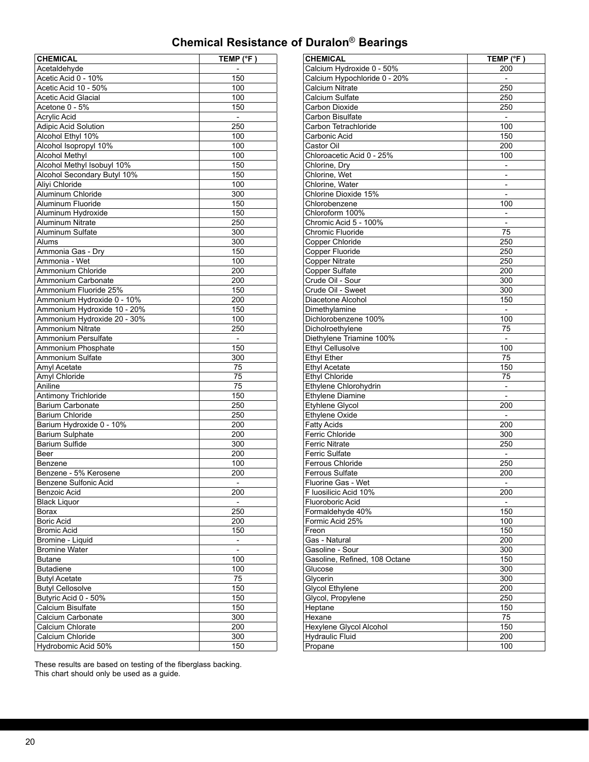# Chemical Resistance of Duralon® Bearings

| CHEMICAL | TEMP (°F ) |
|---|---|
| Acetaldehyde | - |
| Acetic Acid 0 - 10% | 150 |
| Acetic Acid 10 - 50% | 100 |
| Acetic Acid Glacial | 100 |
| Acetone 0 - 5% | 150 |
| Acrylic Acid | - |
| Adipic Acid Solution | 250 |
| Alcohol Ethyl 10% | 100 |
| Alcohol Isopropyl 10% | 100 |
| Alcohol Methyl | 100 |
| Alcohol Methyl Isobuyl 10% | 150 |
| Alcohol Secondary Butyl 10% | 150 |
| Aliyi Chloride | 100 |
| Aluminum Chloride | 300 |
| Aluminum Fluoride | 150 |
| Aluminum Hydroxide | 150 |
| Aluminum Nitrate | 250 |
| Aluminum Sulfate | 300 |
| Alums | 300 |
| Ammonia Gas - Dry | 150 |
| Ammonia - Wet | 100 |
| Ammonium Chloride | 200 |
| Ammonium Carbonate | 200 |
| Ammonium Fluoride 25% | 150 |
| Ammonium Hydroxide 0 - 10% | 200 |
| Ammonium Hydroxide 10 - 20% | 150 |
| Ammonium Hydroxide 20 - 30% | 100 |
| Ammonium Nitrate | 250 |
| Ammonium Persulfate | - |
| Ammonium Phosphate | 150 |
| Ammonium Sulfate | 300 |
| Amyl Acetate | 75 |
| Amyl Chloride | 75 |
| Aniline | 75 |
| Antimony Trichloride | 150 |
| Barium Carbonate | 250 |
| Barium Chloride | 250 |
| Barium Hydroxide 0 - 10% | 200 |
| Barium Sulphate | 200 |
| Barium Sulfide | 300 |
| Beer | 200 |
| Benzene | 100 |
| Benzene - 5% Kerosene | 200 |
| Benzene Sulfonic Acid | - |
| Benzoic Acid | 200 |
| Black Liquor | - |
| Borax | 250 |
| Boric Acid | 200 |
| Bromic Acid | 150 |
| Bromine - Liquid | - |
| Bromine Water | - |
| Butane | 100 |
| Butadiene | 100 |
| Butyl Acetate | 75 |
| Butyl Cellosolve | 150 |
| Butyric Acid 0 - 50% | 150 |
| Calcium Bisulfate | 150 |
| Calcium Carbonate | 300 |
| Calcium Chlorate | 200 |
| Calcium Chloride | 300 |
| Hydrobomic Acid 50% | 150 |

| CHEMICAL | TEMP (°F ) |
|---|---|
| Calcium Hydroxide 0 - 50% | 200 |
| Calcium Hypochloride 0 - 20% | - |
| Calcium Nitrate | 250 |
| Calcium Sulfate | 250 |
| Carbon Dioxide | 250 |
| Carbon Bisulfate | - |
| Carbon Tetrachloride | 100 |
| Carbonic Acid | 150 |
| Castor Oil | 200 |
| Chloroacetic Acid 0 - 25% | 100 |
| Chlorine, Dry | - |
| Chlorine, Wet | - |
| Chlorine, Water | - |
| Chlorine Dioxide 15% | - |
| Chlorobenzene | 100 |
| Chloroform 100% | - |
| Chromic Acid 5 - 100% | - |
| Chromic Fluoride | 75 |
| Copper Chloride | 250 |
| Copper Fluoride | 250 |
| Copper Nitrate | 250 |
| Copper Sulfate | 200 |
| Crude Oil - Sour | 300 |
| Crude Oil - Sweet | 300 |
| Diacetone Alcohol | 150 |
| Dimethylamine | - |
| Dichlorobenzene 100% | 100 |
| Dicholroethylene | 75 |
| Diethylene Triamine 100% | - |
| Ethyl Cellusolve | 100 |
| Ethyl Ether | 75 |
| Ethyl Acetate | 150 |
| Ethyl Chloride | 75 |
| Ethylene Chlorohydrin | - |
| Ethylene Diamine | - |
| Etyhlene Glycol | 200 |
| Ethylene Oxide | - |
| Fatty Acids | 200 |
| Ferric Chloride | 300 |
| Ferric Nitrate | 250 |
| Ferric Sulfate | - |
| Ferrous Chloride | 250 |
| Ferrous Sulfate | 200 |
| Fluorine Gas - Wet | - |
| F luosilicic Acid 10% | 200 |
| Fluoroboric Acid | - |
| Formaldehyde 40% | 150 |
| Formic Acid 25% | 100 |
| Freon | 150 |
| Gas - Natural | 200 |
| Gasoline - Sour | 300 |
| Gasoline, Refined, 108 Octane | 150 |
| Glucose | 300 |
| Glycerin | 300 |
| Glycol Ethylene | 200 |
| Glycol, Propylene | 250 |
| Heptane | 150 |
| Hexane | 75 |
| Hexylene Glycol Alcohol | 150 |
| Hydraulic Fluid | 200 |
| Propane | 100 |

These results are based on testing of the fiberglass backing.
This chart should only be used as a guide.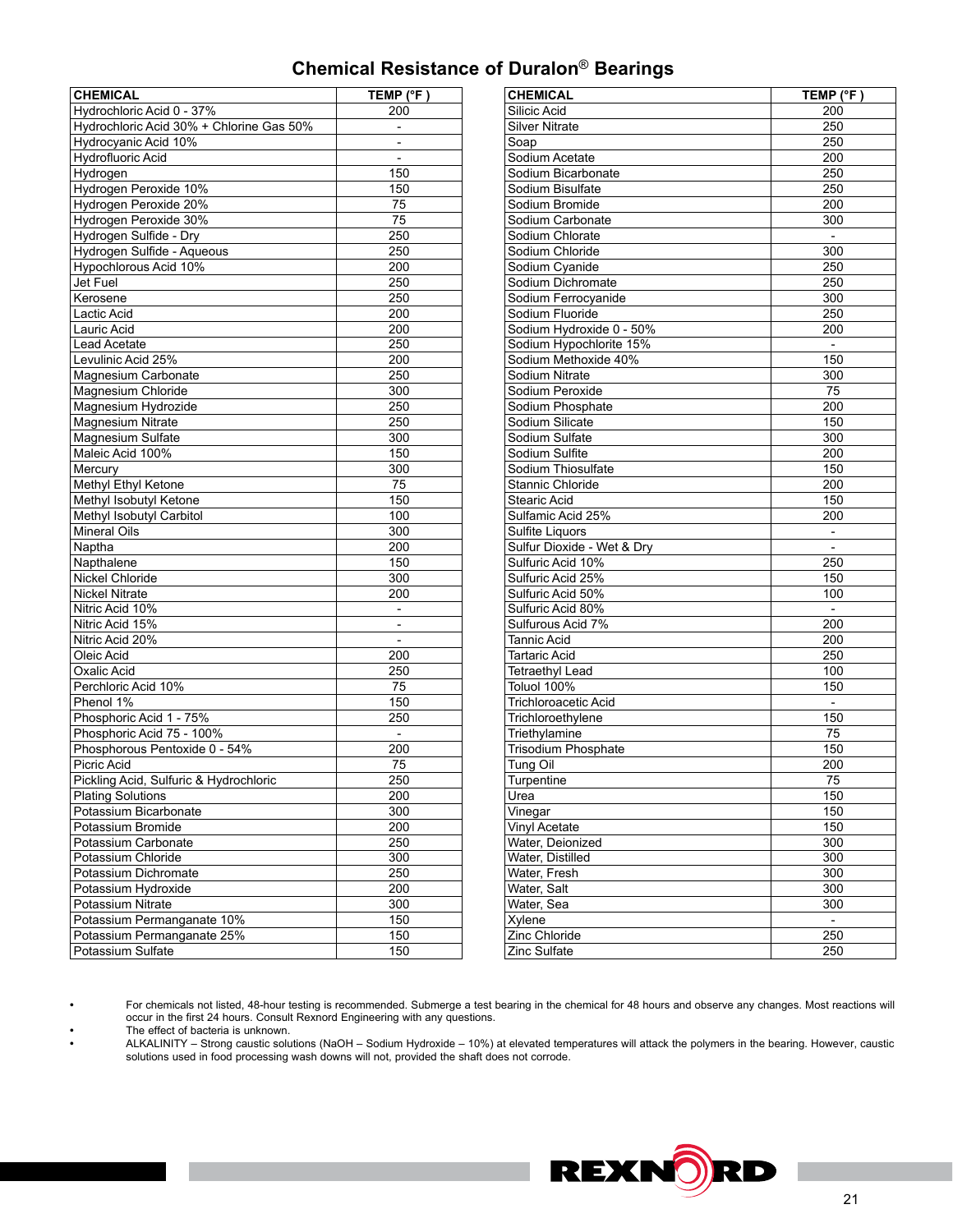# Chemical Resistance of Duralon® Bearings

| CHEMICAL | TEMP (°F ) |
|---|---|
| Hydrochloric Acid 0 - 37% | 200 |
| Hydrochloric Acid 30% + Chlorine Gas 50% | - |
| Hydrocyanic Acid 10% | - |
| Hydrofluoric Acid | - |
| Hydrogen | 150 |
| Hydrogen Peroxide 10% | 150 |
| Hydrogen Peroxide 20% | 75 |
| Hydrogen Peroxide 30% | 75 |
| Hydrogen Sulfide - Dry | 250 |
| Hydrogen Sulfide - Aqueous | 250 |
| Hypochlorous Acid 10% | 200 |
| Jet Fuel | 250 |
| Kerosene | 250 |
| Lactic Acid | 200 |
| Lauric Acid | 200 |
| Lead Acetate | 250 |
| Levulinic Acid 25% | 200 |
| Magnesium Carbonate | 250 |
| Magnesium Chloride | 300 |
| Magnesium Hydrozide | 250 |
| Magnesium Nitrate | 250 |
| Magnesium Sulfate | 300 |
| Maleic Acid 100% | 150 |
| Mercury | 300 |
| Methyl Ethyl Ketone | 75 |
| Methyl Isobutyl Ketone | 150 |
| Methyl Isobutyl Carbitol | 100 |
| Mineral Oils | 300 |
| Naptha | 200 |
| Napthalene | 150 |
| Nickel Chloride | 300 |
| Nickel Nitrate | 200 |
| Nitric Acid 10% | - |
| Nitric Acid 15% | - |
| Nitric Acid 20% | - |
| Oleic Acid | 200 |
| Oxalic Acid | 250 |
| Perchloric Acid 10% | 75 |
| Phenol 1% | 150 |
| Phosphoric Acid 1 - 75% | 250 |
| Phosphoric Acid 75 - 100% | - |
| Phosphorous Pentoxide 0 - 54% | 200 |
| Picric Acid | 75 |
| Pickling Acid, Sulfuric & Hydrochloric | 250 |
| Plating Solutions | 200 |
| Potassium Bicarbonate | 300 |
| Potassium Bromide | 200 |
| Potassium Carbonate | 250 |
| Potassium Chloride | 300 |
| Potassium Dichromate | 250 |
| Potassium Hydroxide | 200 |
| Potassium Nitrate | 300 |
| Potassium Permanganate 10% | 150 |
| Potassium Permanganate 25% | 150 |
| Potassium Sulfate | 150 |

| CHEMICAL | TEMP (°F ) |
|---|---|
| Silicic Acid | 200 |
| Silver Nitrate | 250 |
| Soap | 250 |
| Sodium Acetate | 200 |
| Sodium Bicarbonate | 250 |
| Sodium Bisulfate | 250 |
| Sodium Bromide | 200 |
| Sodium Carbonate | 300 |
| Sodium Chlorate | - |
| Sodium Chloride | 300 |
| Sodium Cyanide | 250 |
| Sodium Dichromate | 250 |
| Sodium Ferrocyanide | 300 |
| Sodium Fluoride | 250 |
| Sodium Hydroxide 0 - 50% | 200 |
| Sodium Hypochlorite 15% | - |
| Sodium Methoxide 40% | 150 |
| Sodium Nitrate | 300 |
| Sodium Peroxide | 75 |
| Sodium Phosphate | 200 |
| Sodium Silicate | 150 |
| Sodium Sulfate | 300 |
| Sodium Sulfite | 200 |
| Sodium Thiosulfate | 150 |
| Stannic Chloride | 200 |
| Stearic Acid | 150 |
| Sulfamic Acid 25% | 200 |
| Sulfite Liquors | - |
| Sulfur Dioxide - Wet & Dry | - |
| Sulfuric Acid 10% | 250 |
| Sulfuric Acid 25% | 150 |
| Sulfuric Acid 50% | 100 |
| Sulfuric Acid 80% | - |
| Sulfurous Acid 7% | 200 |
| Tannic Acid | 200 |
| Tartaric Acid | 250 |
| Tetraethyl Lead | 100 |
| Toluol 100% | 150 |
| Trichloroacetic Acid | - |
| Trichloroethylene | 150 |
| Triethylamine | 75 |
| Trisodium Phosphate | 150 |
| Tung Oil | 200 |
| Turpentine | 75 |
| Urea | 150 |
| Vinegar | 150 |
| Vinyl Acetate | 150 |
| Water, Deionized | 300 |
| Water, Distilled | 300 |
| Water, Fresh | 300 |
| Water, Salt | 300 |
| Water, Sea | 300 |
| Xylene | - |
| Zinc Chloride | 250 |
| Zinc Sulfate | 250 |

- For chemicals not listed, 48-hour testing is recommended. Submerge a test bearing in the chemical for 48 hours and observe any changes. Most reactions will occur in the first 24 hours. Consult Rexnord Engineering with any questions.
- The effect of bacteria is unknown.
- ALKALINITY – Strong caustic solutions (NaOH – Sodium Hydroxide – 10%) at elevated temperatures will attack the polymers in the bearing. However, caustic solutions used in food processing wash downs will not, provided the shaft does not corrode.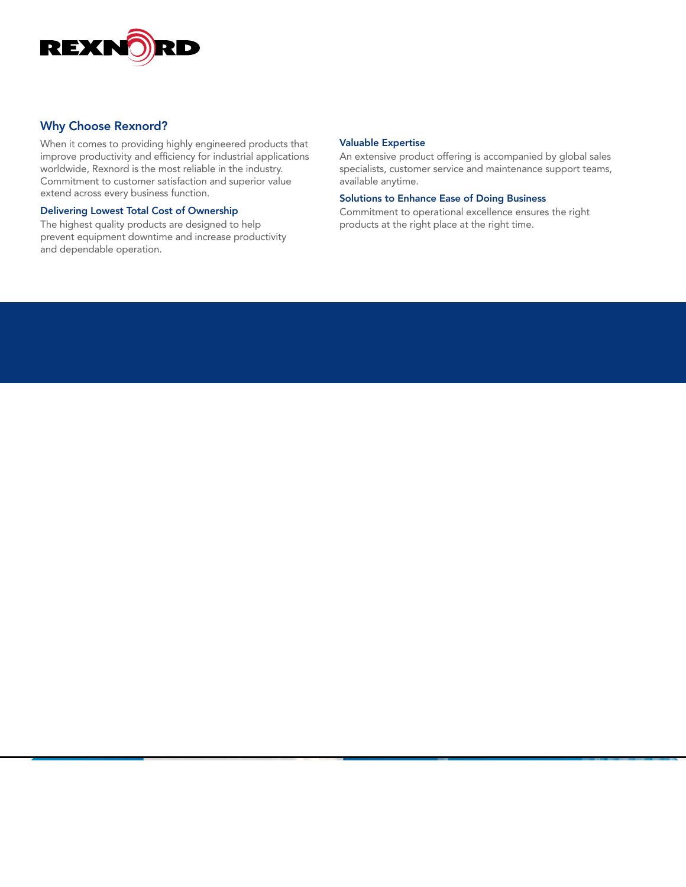## Why Choose Rexnord?

When it comes to providing highly engineered products that improve productivity and efficiency for industrial applications worldwide, Rexnord is the most reliable in the industry. Commitment to customer satisfaction and superior value extend across every business function.

### Delivering Lowest Total Cost of Ownership

The highest quality products are designed to help prevent equipment downtime and increase productivity and dependable operation.

### Valuable Expertise

An extensive product offering is accompanied by global sales specialists, customer service and maintenance support teams, available anytime.

### Solutions to Enhance Ease of Doing Business

Commitment to operational excellence ensures the right products at the right place at the right time.